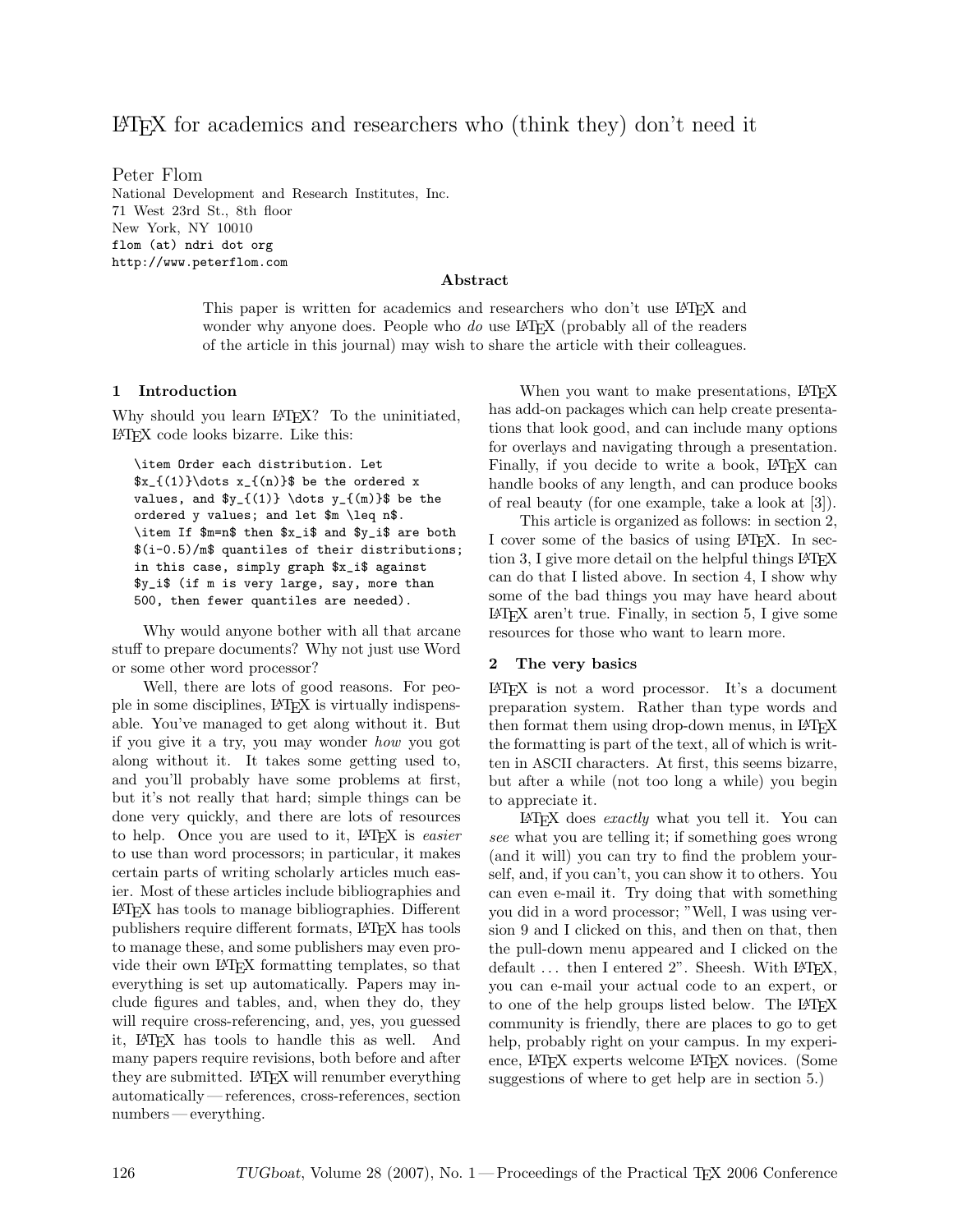# LaTeX for academics and researchers who (think they) don't need it

Peter Flom
National Development and Research Institutes, Inc.
71 West 23rd St., 8th floor
New York, NY 10010
flom (at) ndri dot org
http://www.peterflom.com

## Abstract

This paper is written for academics and researchers who don't use LaTeX and wonder why anyone does. People who *do* use LaTeX (probably all of the readers of the article in this journal) may wish to share the article with their colleagues.

## 1 Introduction

Why should you learn LaTeX? To the uninitiated, LaTeX code looks bizarre. Like this:

```
\item Order each distribution. Let
$x_{(1)}\dots x_{(n)}$ be the ordered x
values, and $y_{(1)} \dots y_{(m)}$ be the
ordered y values; and let $m \leq n$.
\item If $m=n$ then $x_i$ and $y_i$ are both
$(i-0.5)/m$ quantiles of their distributions;
in this case, simply graph $x_i$ against
$y_i$ (if m is very large, say, more than
500, then fewer quantiles are needed).
```

Why would anyone bother with all that arcane stuff to prepare documents? Why not just use Word or some other word processor?

Well, there are lots of good reasons. For people in some disciplines, LaTeX is virtually indispensable. You've managed to get along without it. But if you give it a try, you may wonder *how* you got along without it. It takes some getting used to, and you'll probably have some problems at first, but it's not really that hard; simple things can be done very quickly, and there are lots of resources to help. Once you are used to it, LaTeX is *easier* to use than word processors; in particular, it makes certain parts of writing scholarly articles much easier. Most of these articles include bibliographies and LaTeX has tools to manage bibliographies. Different publishers require different formats, LaTeX has tools to manage these, and some publishers may even provide their own LaTeX formatting templates, so that everything is set up automatically. Papers may include figures and tables, and, when they do, they will require cross-referencing, and, yes, you guessed it, LaTeX has tools to handle this as well. And many papers require revisions, both before and after they are submitted. LaTeX will renumber everything automatically — references, cross-references, section numbers — everything.

When you want to make presentations, LaTeX has add-on packages which can help create presentations that look good, and can include many options for overlays and navigating through a presentation. Finally, if you decide to write a book, LaTeX can handle books of any length, and can produce books of real beauty (for one example, take a look at [3]).

This article is organized as follows: in section 2, I cover some of the basics of using LaTeX. In section 3, I give more detail on the helpful things LaTeX can do that I listed above. In section 4, I show why some of the bad things you may have heard about LaTeX aren't true. Finally, in section 5, I give some resources for those who want to learn more.

## 2 The very basics

LaTeX is not a word processor. It's a document preparation system. Rather than type words and then format them using drop-down menus, in LaTeX the formatting is part of the text, all of which is written in ASCII characters. At first, this seems bizarre, but after a while (not too long a while) you begin to appreciate it.

LaTeX does *exactly* what you tell it. You can *see* what you are telling it; if something goes wrong (and it will) you can try to find the problem yourself, and, if you can't, you can show it to others. You can even e-mail it. Try doing that with something you did in a word processor; "Well, I was using version 9 and I clicked on this, and then on that, then the pull-down menu appeared and I clicked on the default . . . then I entered 2". Sheesh. With LaTeX, you can e-mail your actual code to an expert, or to one of the help groups listed below. The LaTeX community is friendly, there are places to go to get help, probably right on your campus. In my experience, LaTeX experts welcome LaTeX novices. (Some suggestions of where to get help are in section 5.)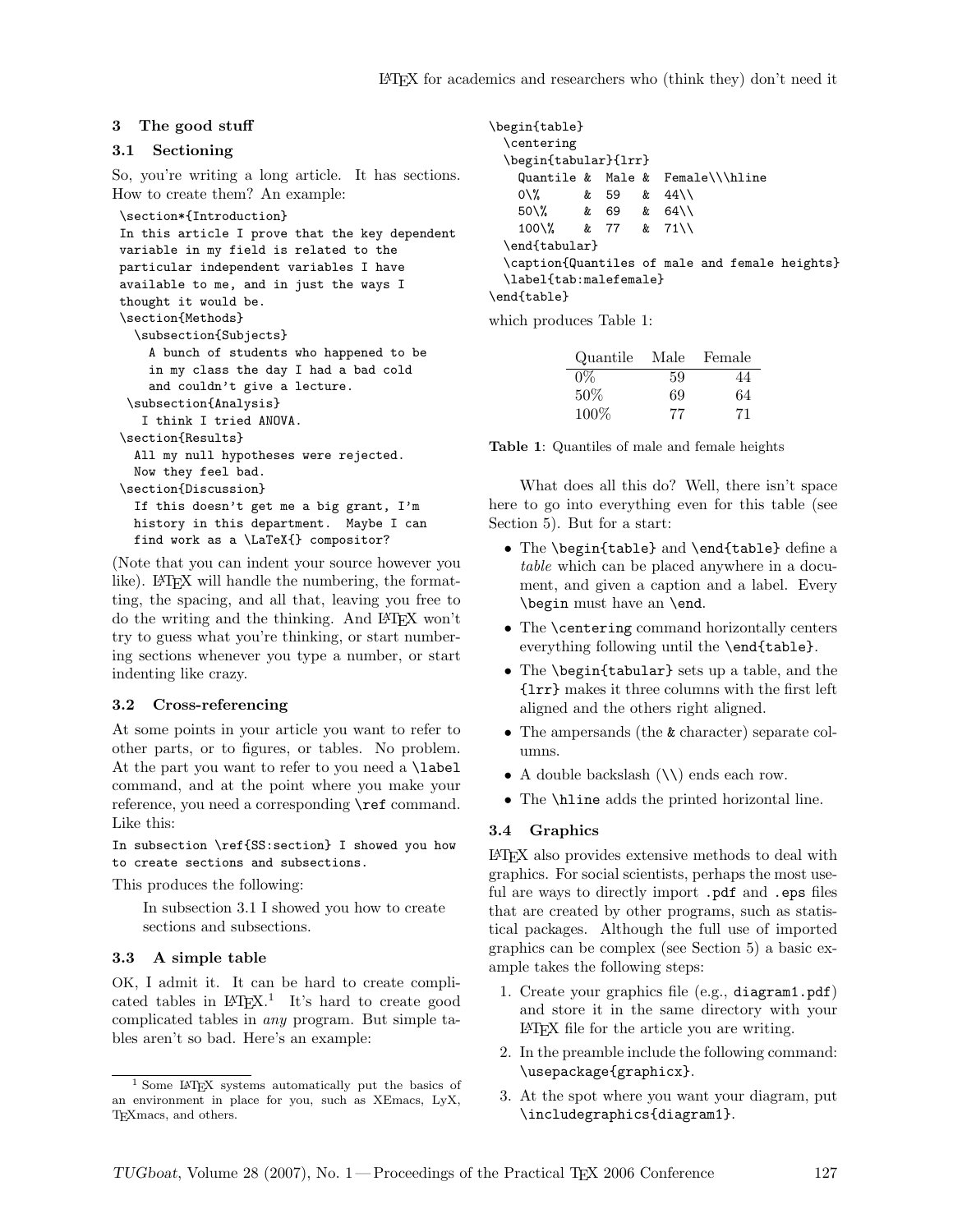## 3 The good stuff

### 3.1 Sectioning

So, you're writing a long article. It has sections. How to create them? An example:

```
\section*{Introduction}
In this article I prove that the key dependent
variable in my field is related to the
particular independent variables I have
available to me, and in just the ways I
thought it would be.
\section{Methods}
  \subsection{Subjects}
    A bunch of students who happened to be
    in my class the day I had a bad cold
    and couldn't give a lecture.
 \subsection{Analysis}
   I think I tried ANOVA.
\section{Results}
  All my null hypotheses were rejected.
  Now they feel bad.
\section{Discussion}
  If this doesn't get me a big grant, I'm
  history in this department.  Maybe I can
  find work as a \LaTeX{} compositor?
```

(Note that you can indent your source however you like). LaTeX will handle the numbering, the formatting, the spacing, and all that, leaving you free to do the writing and the thinking. And LaTeX won't try to guess what you're thinking, or start numbering sections whenever you type a number, or start indenting like crazy.

### 3.2 Cross-referencing

At some points in your article you want to refer to other parts, or to figures, or tables. No problem. At the part you want to refer to you need a `\label` command, and at the point where you make your reference, you need a corresponding `\ref` command. Like this:

```
In subsection \ref{SS:section} I showed you how
to create sections and subsections.
```

This produces the following:

> In subsection 3.1 I showed you how to create sections and subsections.

### 3.3 A simple table

OK, I admit it. It can be hard to create complicated tables in LaTeX.[1] It's hard to create good complicated tables in *any* program. But simple tables aren't so bad. Here's an example:

```
\begin{table}
  \centering
  \begin{tabular}{lrr}
    Quantile &  Male &  Female\\\hline
    0\%      &  59   &  44\\
    50\%     &  69   &  64\\
    100\%    &  77   &  71\\
  \end{tabular}
  \caption{Quantiles of male and female heights}
  \label{tab:malefemale}
\end{table}
```

which produces Table 1:

| Quantile | Male | Female |
|---|---|---|
| 0% | 59 | 44 |
| 50% | 69 | 64 |
| 100% | 77 | 71 |

**Table 1**: Quantiles of male and female heights

What does all this do? Well, there isn't space here to go into everything even for this table (see Section 5). But for a start:

- The `\begin{table}` and `\end{table}` define a *table* which can be placed anywhere in a document, and given a caption and a label. Every `\begin` must have an `\end`.
- The `\centering` command horizontally centers everything following until the `\end{table}`.
- The `\begin{tabular}` sets up a table, and the `{lrr}` makes it three columns with the first left aligned and the others right aligned.
- The ampersands (the `&` character) separate columns.
- A double backslash (`\\`) ends each row.
- The `\hline` adds the printed horizontal line.

### 3.4 Graphics

LaTeX also provides extensive methods to deal with graphics. For social scientists, perhaps the most useful are ways to directly import `.pdf` and `.eps` files that are created by other programs, such as statistical packages. Although the full use of imported graphics can be complex (see Section 5) a basic example takes the following steps:

1. Create your graphics file (e.g., `diagram1.pdf`) and store it in the same directory with your LaTeX file for the article you are writing.
2. In the preamble include the following command: `\usepackage{graphicx}`.
3. At the spot where you want your diagram, put `\includegraphics{diagram1}`.

---

[1] Some LaTeX systems automatically put the basics of an environment in place for you, such as XEmacs, LyX, TeXmacs, and others.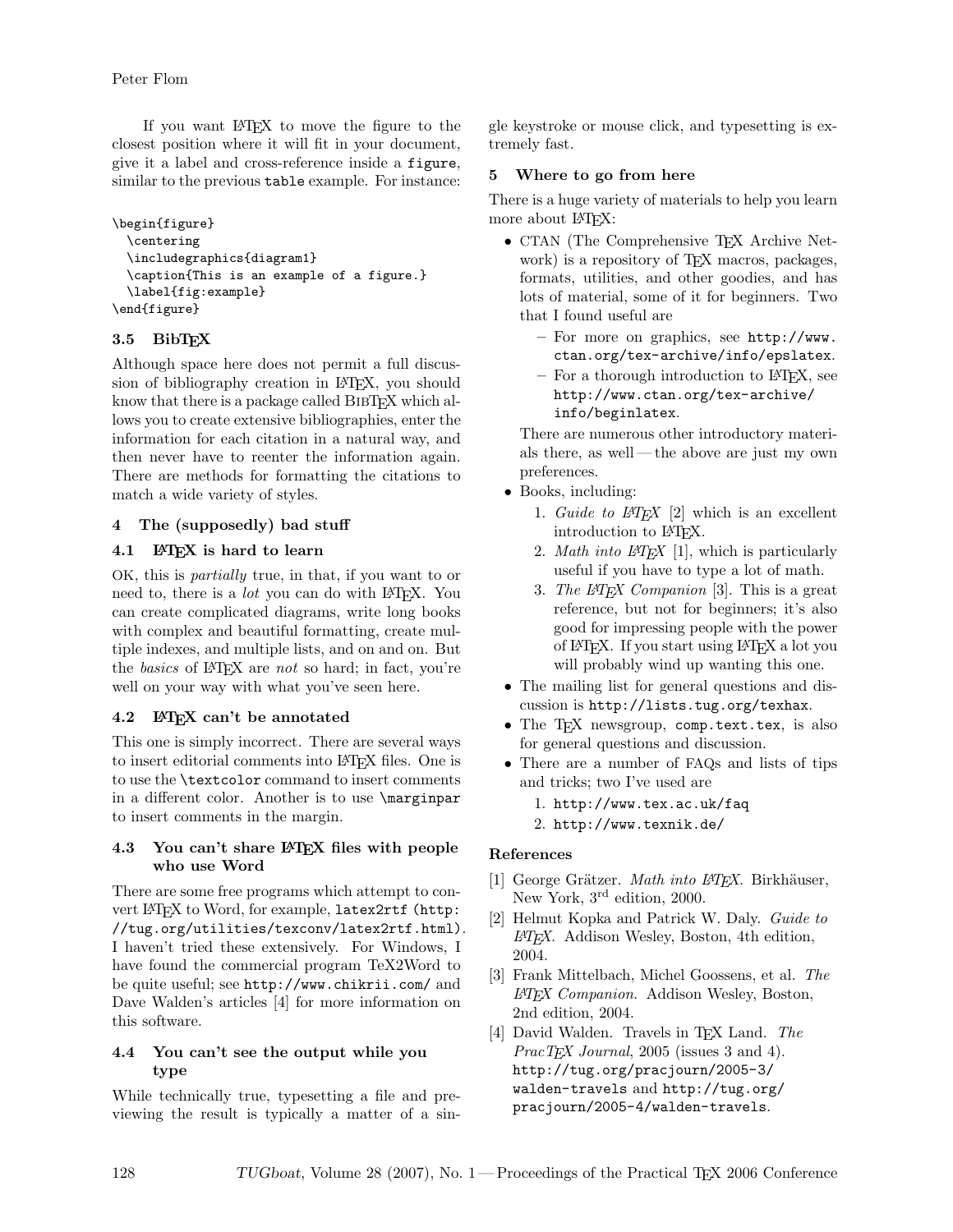If you want LaTeX to move the figure to the closest position where it will fit in your document, give it a label and cross-reference inside a `figure`, similar to the previous `table` example. For instance:

```
\begin{figure}
  \centering
  \includegraphics{diagram1}
  \caption{This is an example of a figure.}
  \label{fig:example}
\end{figure}
```

### 3.5 BibTeX

Although space here does not permit a full discussion of bibliography creation in LaTeX, you should know that there is a package called BibTeX which allows you to create extensive bibliographies, enter the information for each citation in a natural way, and then never have to reenter the information again. There are methods for formatting the citations to match a wide variety of styles.

## 4 The (supposedly) bad stuff

### 4.1 LaTeX is hard to learn

OK, this is *partially* true, in that, if you want to or need to, there is a *lot* you can do with LaTeX. You can create complicated diagrams, write long books with complex and beautiful formatting, create multiple indexes, and multiple lists, and on and on. But the *basics* of LaTeX are *not* so hard; in fact, you're well on your way with what you've seen here.

### 4.2 LaTeX can't be annotated

This one is simply incorrect. There are several ways to insert editorial comments into LaTeX files. One is to use the `\textcolor` command to insert comments in a different color. Another is to use `\marginpar` to insert comments in the margin.

### 4.3 You can't share LaTeX files with people who use Word

There are some free programs which attempt to convert LaTeX to Word, for example, `latex2rtf (http://tug.org/utilities/texconv/latex2rtf.html)`. I haven't tried these extensively. For Windows, I have found the commercial program TeX2Word to be quite useful; see `http://www.chikrii.com/` and Dave Walden's articles [4] for more information on this software.

### 4.4 You can't see the output while you type

While technically true, typesetting a file and previewing the result is typically a matter of a single keystroke or mouse click, and typesetting is extremely fast.

## 5 Where to go from here

There is a huge variety of materials to help you learn more about LaTeX:

- CTAN (The Comprehensive TeX Archive Network) is a repository of TeX macros, packages, formats, utilities, and other goodies, and has lots of material, some of it for beginners. Two that I found useful are
  - For more on graphics, see `http://www.ctan.org/tex-archive/info/epslatex`.
  - For a thorough introduction to LaTeX, see `http://www.ctan.org/tex-archive/info/beginlatex`.

  There are numerous other introductory materials there, as well — the above are just my own preferences.
- Books, including:
  1. *Guide to LaTeX* [2] which is an excellent introduction to LaTeX.
  2. *Math into LaTeX* [1], which is particularly useful if you have to type a lot of math.
  3. *The LaTeX Companion* [3]. This is a great reference, but not for beginners; it's also good for impressing people with the power of LaTeX. If you start using LaTeX a lot you will probably wind up wanting this one.
- The mailing list for general questions and discussion is `http://lists.tug.org/texhax`.
- The TeX newsgroup, `comp.text.tex`, is also for general questions and discussion.
- There are a number of FAQs and lists of tips and tricks; two I've used are
  1. `http://www.tex.ac.uk/faq`
  2. `http://www.texnik.de/`

### References

[1] George Grätzer. *Math into LaTeX*. Birkhäuser, New York, 3rd edition, 2000.

[2] Helmut Kopka and Patrick W. Daly. *Guide to LaTeX*. Addison Wesley, Boston, 4th edition, 2004.

[3] Frank Mittelbach, Michel Goossens, et al. *The LaTeX Companion*. Addison Wesley, Boston, 2nd edition, 2004.

[4] David Walden. Travels in TeX Land. *The PracTeX Journal*, 2005 (issues 3 and 4). `http://tug.org/pracjourn/2005-3/walden-travels` and `http://tug.org/pracjourn/2005-4/walden-travels`.